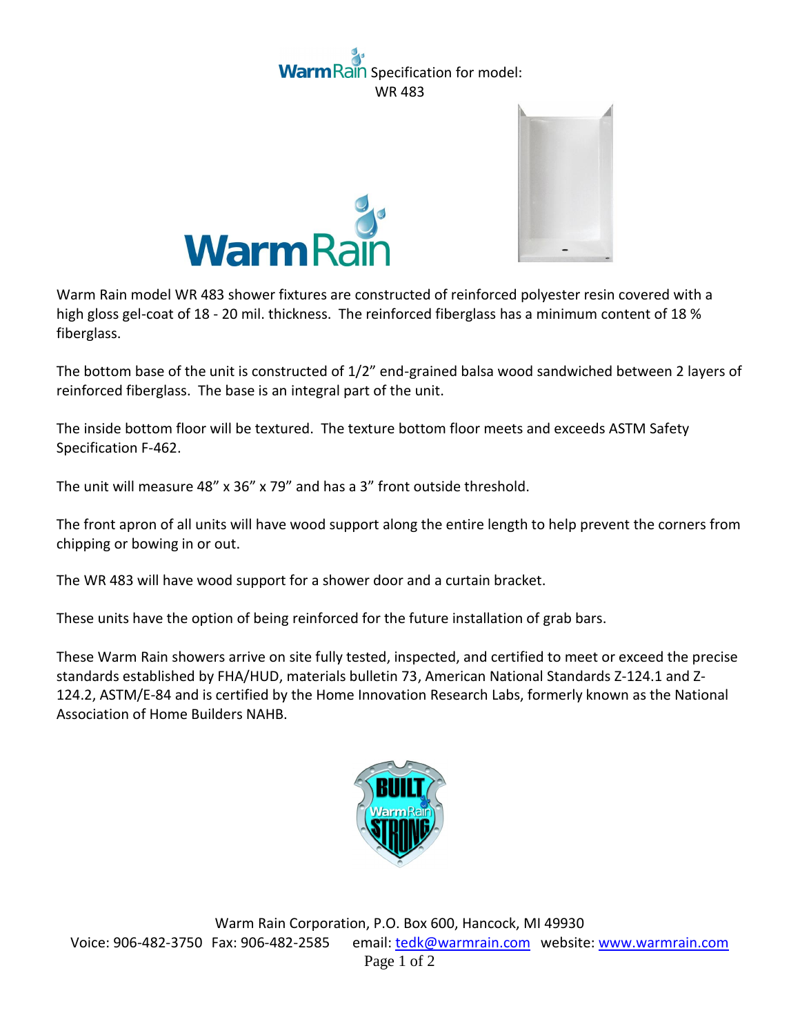# WarmRain Specification for model: WR 483

Warm Rain model WR 483 shower fixtures are constructed of reinforced polyester resin covered with a high gloss gel-coat of 18 - 20 mil. thickness. The reinforced fiberglass has a minimum content of 18 % fiberglass.

The bottom base of the unit is constructed of 1/2" end-grained balsa wood sandwiched between 2 layers of reinforced fiberglass. The base is an integral part of the unit.

The inside bottom floor will be textured. The texture bottom floor meets and exceeds ASTM Safety Specification F-462.

The unit will measure 48" x 36" x 79" and has a 3" front outside threshold.

The front apron of all units will have wood support along the entire length to help prevent the corners from chipping or bowing in or out.

The WR 483 will have wood support for a shower door and a curtain bracket.

These units have the option of being reinforced for the future installation of grab bars.

These Warm Rain showers arrive on site fully tested, inspected, and certified to meet or exceed the precise standards established by FHA/HUD, materials bulletin 73, American National Standards Z-124.1 and Z-124.2, ASTM/E-84 and is certified by the Home Innovation Research Labs, formerly known as the National Association of Home Builders NAHB.

Warm Rain Corporation, P.O. Box 600, Hancock, MI 49930
Voice: 906-482-3750 Fax: 906-482-2585 email: tedk@warmrain.com website: www.warmrain.com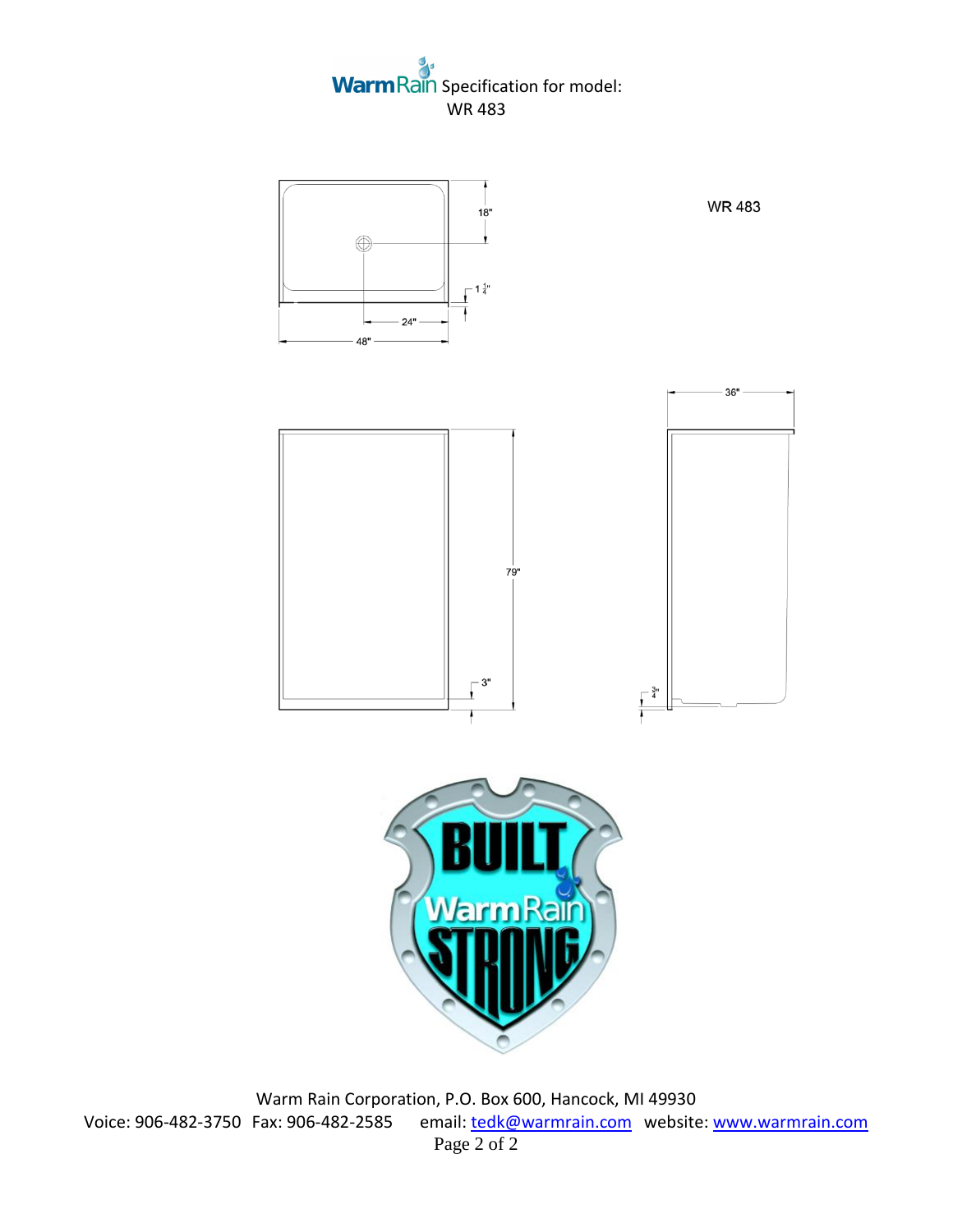WarmRain Specification for model:
WR 483

WR 483

18"

1 $\frac{1}{4}$"

24"

48"

36"

79"

3"

$\frac{3}{4}$"

Warm Rain Corporation, P.O. Box 600, Hancock, MI 49930
Voice: 906-482-3750 Fax: 906-482-2585 email: tedk@warmrain.com website: www.warmrain.com